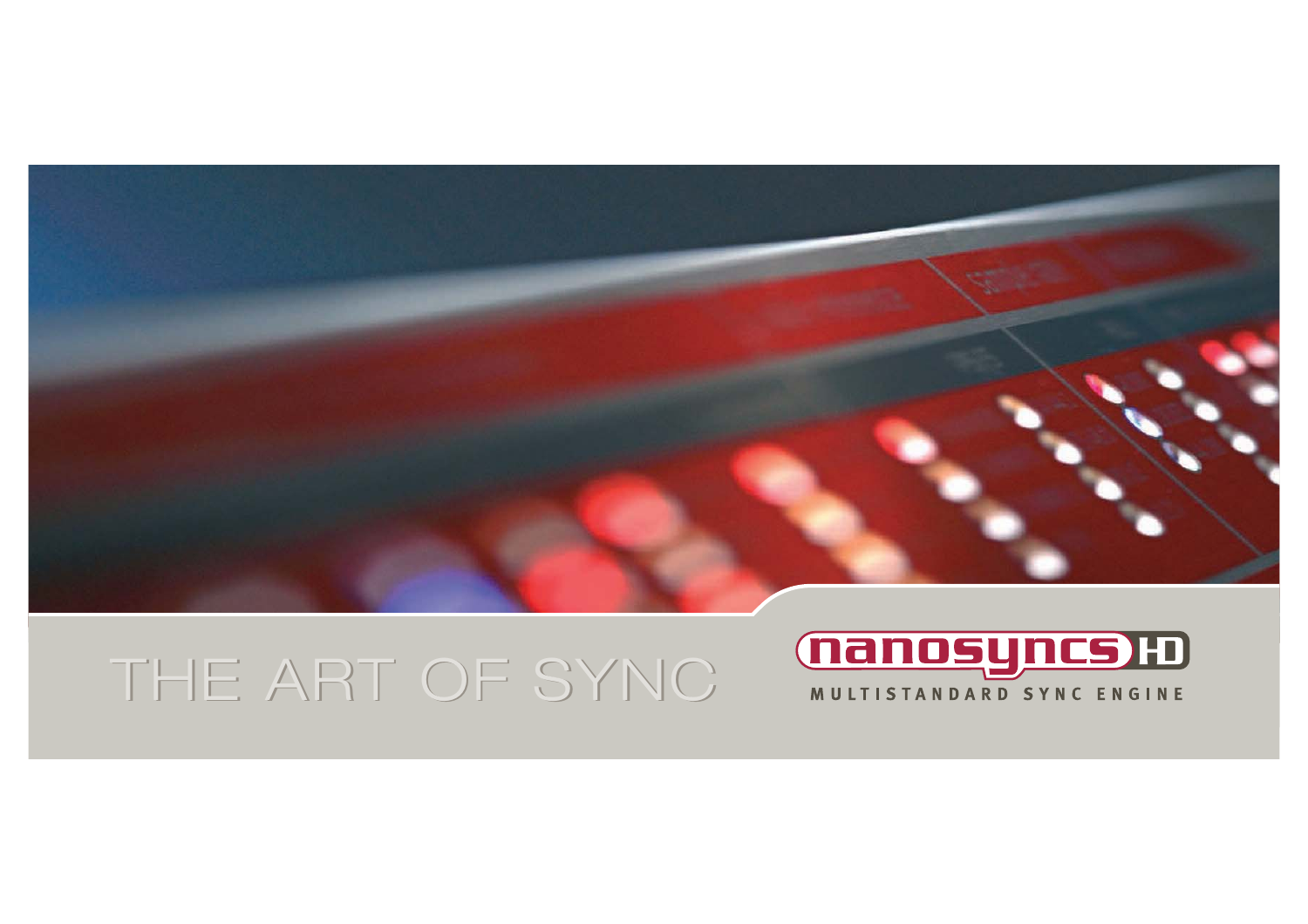# THE ART OF SYNC

**nanosyncs HD**

MULTISTANDARD SYNC ENGINE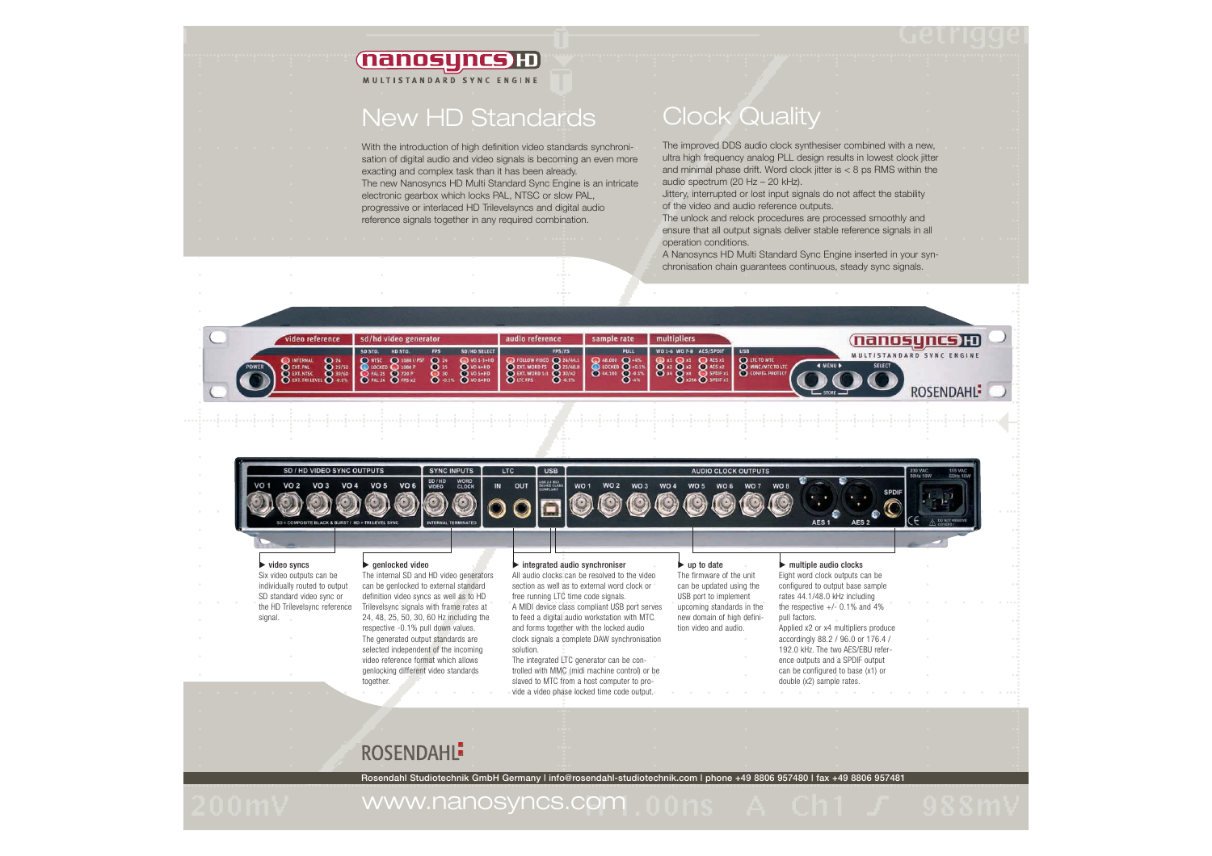# nanosyncs HD

MULTISTANDARD SYNC ENGINE

## New HD Standards

With the introduction of high definition video standards synchronisation of digital audio and video signals is becoming an even more exacting and complex task than it has been already.
The new Nanosyncs HD Multi Standard Sync Engine is an intricate electronic gearbox which locks PAL, NTSC or slow PAL, progressive or interlaced HD Trilevelsyncs and digital audio reference signals together in any required combination.

## Clock Quality

The improved DDS audio clock synthesiser combined with a new, ultra high frequency analog PLL design results in lowest clock jitter and minimal phase drift. Word clock jitter is < 8 ps RMS within the audio spectrum (20 Hz – 20 kHz).
Jittery, interrupted or lost input signals do not affect the stability of the video and audio reference outputs.
The unlock and relock procedures are processed smoothly and ensure that all output signals deliver stable reference signals in all operation conditions.
A Nanosyncs HD Multi Standard Sync Engine inserted in your synchronisation chain guarantees continuous, steady sync signals.

### video syncs

Six video outputs can be individually routed to output SD standard video sync or the HD Trilevelsync reference signal.

### genlocked video

The internal SD and HD video generators can be genlocked to external standard definition video syncs as well as to HD Trilevelsync signals with frame rates at 24, 48, 25, 50, 30, 60 Hz including the respective -0.1% pull down values.
The generated output standards are selected independent of the incoming video reference format which allows genlocking different video standards together.

### integrated audio synchroniser

All audio clocks can be resolved to the video section as well as to external word clock or free running LTC time code signals.
A MIDI device class compliant USB port serves to feed a digital audio workstation with MTC and forms together with the locked audio clock signals a complete DAW synchronisation solution.
The integrated LTC generator can be controlled with MMC (midi machine control) or be slaved to MTC from a host computer to provide a video phase locked time code output.

### up to date

The firmware of the unit can be updated using the USB port to implement upcoming standards in the new domain of high definition video and audio.

### multiple audio clocks

Eight word clock outputs can be configured to output base sample rates 44.1/48.0 kHz including the respective +/- 0.1% and 4% pull factors.
Applied x2 or x4 multipliers produce accordingly 88.2 / 96.0 or 176.4 / 192.0 kHz. The two AES/EBU reference outputs and a SPDIF output can be configured to base (x1) or double (x2) sample rates.

ROSENDAHL

Rosendahl Studiotechnik GmbH Germany | info@rosendahl-studiotechnik.com | phone +49 8806 957480 | fax +49 8806 957481

www.nanosyncs.com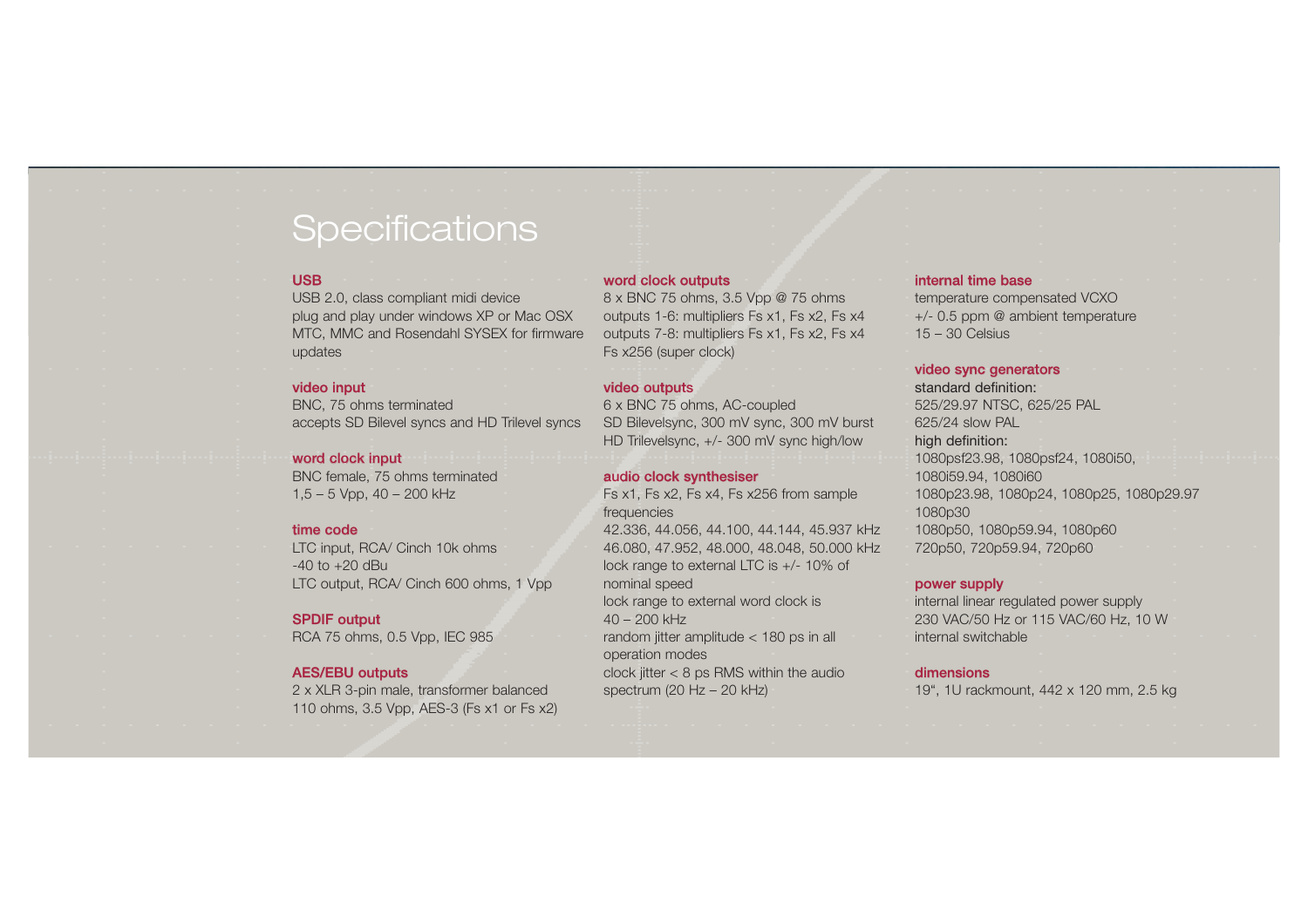# Specifications

### USB
USB 2.0, class compliant midi device
plug and play under windows XP or Mac OSX
MTC, MMC and Rosendahl SYSEX for firmware updates

### video input
BNC, 75 ohms terminated
accepts SD Bilevel syncs and HD Trilevel syncs

### word clock input
BNC female, 75 ohms terminated
1,5 – 5 Vpp, 40 – 200 kHz

### time code
LTC input, RCA/ Cinch 10k ohms
-40 to +20 dBu
LTC output, RCA/ Cinch 600 ohms, 1 Vpp

### SPDIF output
RCA 75 ohms, 0.5 Vpp, IEC 985

### AES/EBU outputs
2 x XLR 3-pin male, transformer balanced
110 ohms, 3.5 Vpp, AES-3 (Fs x1 or Fs x2)

### word clock outputs
8 x BNC 75 ohms, 3.5 Vpp @ 75 ohms
outputs 1-6: multipliers Fs x1, Fs x2, Fs x4
outputs 7-8: multipliers Fs x1, Fs x2, Fs x4
Fs x256 (super clock)

### video outputs
6 x BNC 75 ohms, AC-coupled
SD Bilevelsync, 300 mV sync, 300 mV burst
HD Trilevelsync, +/- 300 mV sync high/low

### audio clock synthesiser
Fs x1, Fs x2, Fs x4, Fs x256 from sample frequencies
42.336, 44.056, 44.100, 44.144, 45.937 kHz
46.080, 47.952, 48.000, 48.048, 50.000 kHz
lock range to external LTC is +/- 10% of nominal speed
lock range to external word clock is
40 – 200 kHz
random jitter amplitude < 180 ps in all operation modes
clock jitter < 8 ps RMS within the audio spectrum (20 Hz – 20 kHz)

### internal time base
temperature compensated VCXO
+/- 0.5 ppm @ ambient temperature
15 – 30 Celsius

### video sync generators
standard definition:
525/29.97 NTSC, 625/25 PAL
625/24 slow PAL
high definition:
1080psf23.98, 1080psf24, 1080i50,
1080i59.94, 1080i60
1080p23.98, 1080p24, 1080p25, 1080p29.97
1080p30
1080p50, 1080p59.94, 1080p60
720p50, 720p59.94, 720p60

### power supply
internal linear regulated power supply
230 VAC/50 Hz or 115 VAC/60 Hz, 10 W
internal switchable

### dimensions
19", 1U rackmount, 442 x 120 mm, 2.5 kg